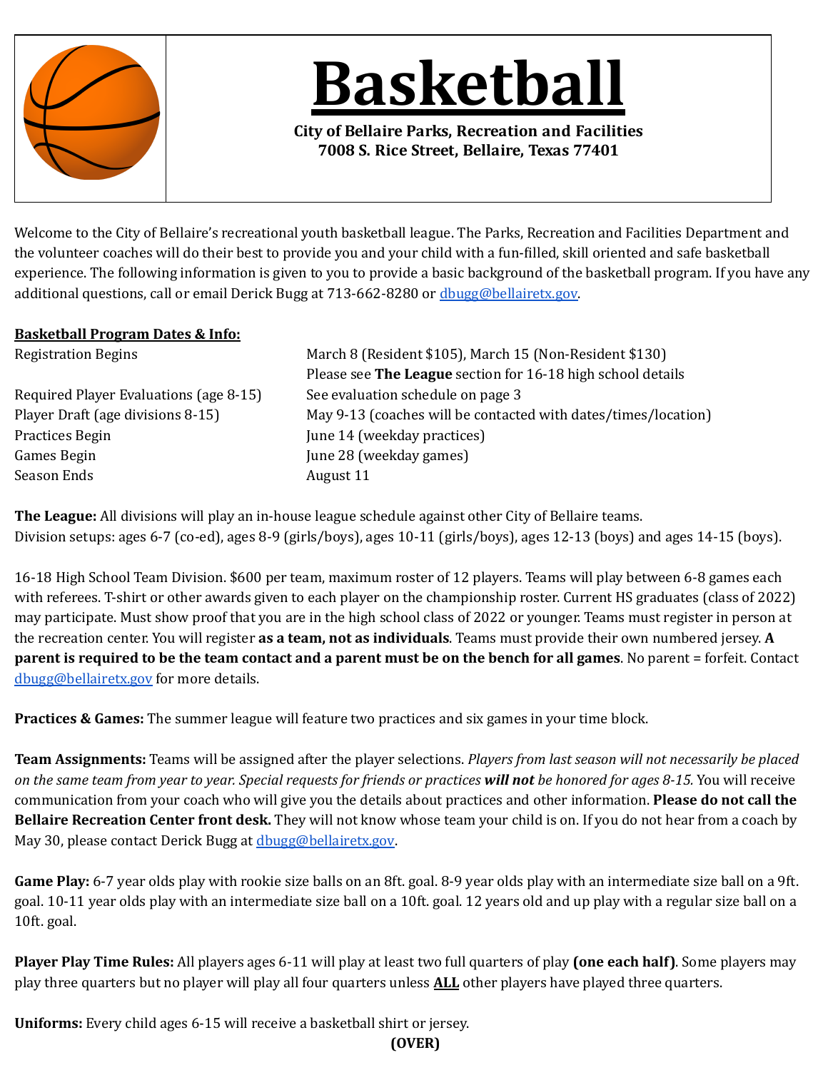# Basketball

**City of Bellaire Parks, Recreation and Facilities**
**7008 S. Rice Street, Bellaire, Texas 77401**

Welcome to the City of Bellaire's recreational youth basketball league. The Parks, Recreation and Facilities Department and the volunteer coaches will do their best to provide you and your child with a fun-filled, skill oriented and safe basketball experience. The following information is given to you to provide a basic background of the basketball program. If you have any additional questions, call or email Derick Bugg at 713-662-8280 or dbugg@bellairetx.gov.

**Basketball Program Dates & Info:**

| | |
|---|---|
| Registration Begins | March 8 (Resident $105), March 15 (Non-Resident $130)<br>Please see **The League** section for 16-18 high school details |
| Required Player Evaluations (age 8-15) | See evaluation schedule on page 3 |
| Player Draft (age divisions 8-15) | May 9-13 (coaches will be contacted with dates/times/location) |
| Practices Begin | June 14 (weekday practices) |
| Games Begin | June 28 (weekday games) |
| Season Ends | August 11 |

**The League:** All divisions will play an in-house league schedule against other City of Bellaire teams.
Division setups: ages 6-7 (co-ed), ages 8-9 (girls/boys), ages 10-11 (girls/boys), ages 12-13 (boys) and ages 14-15 (boys).

16-18 High School Team Division. $600 per team, maximum roster of 12 players. Teams will play between 6-8 games each with referees. T-shirt or other awards given to each player on the championship roster. Current HS graduates (class of 2022) may participate. Must show proof that you are in the high school class of 2022 or younger. Teams must register in person at the recreation center. You will register **as a team, not as individuals**. Teams must provide their own numbered jersey. **A parent is required to be the team contact and a parent must be on the bench for all games**. No parent = forfeit. Contact dbugg@bellairetx.gov for more details.

**Practices & Games:** The summer league will feature two practices and six games in your time block.

**Team Assignments:** Teams will be assigned after the player selections. *Players from last season will not necessarily be placed on the same team from year to year. Special requests for friends or practices **will not** be honored for ages 8-15.* You will receive communication from your coach who will give you the details about practices and other information. **Please do not call the Bellaire Recreation Center front desk.** They will not know whose team your child is on. If you do not hear from a coach by May 30, please contact Derick Bugg at dbugg@bellairetx.gov.

**Game Play:** 6-7 year olds play with rookie size balls on an 8ft. goal. 8-9 year olds play with an intermediate size ball on a 9ft. goal. 10-11 year olds play with an intermediate size ball on a 10ft. goal. 12 years old and up play with a regular size ball on a 10ft. goal.

**Player Play Time Rules:** All players ages 6-11 will play at least two full quarters of play **(one each half)**. Some players may play three quarters but no player will play all four quarters unless **ALL** other players have played three quarters.

**Uniforms:** Every child ages 6-15 will receive a basketball shirt or jersey.

**(OVER)**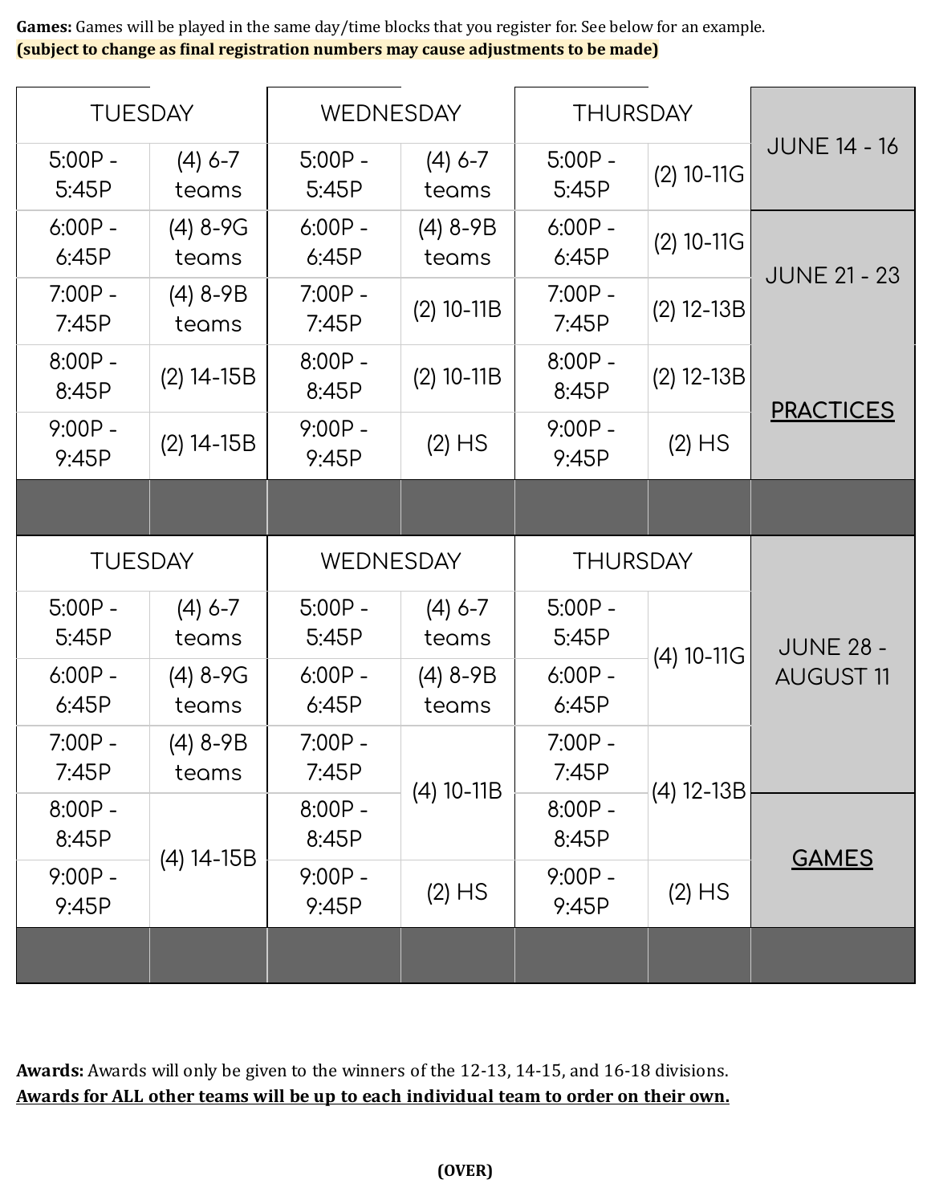**Games:** Games will be played in the same day/time blocks that you register for. See below for an example.
**(subject to change as final registration numbers may cause adjustments to be made)**

| TUESDAY | | WEDNESDAY | | THURSDAY | | |
|---|---|---|---|---|---|---|
| 5:00P - 5:45P | (4) 6-7 teams | 5:00P - 5:45P | (4) 6-7 teams | 5:00P - 5:45P | (2) 10-11G | JUNE 14 - 16 |
| 6:00P - 6:45P | (4) 8-9G teams | 6:00P - 6:45P | (4) 8-9B teams | 6:00P - 6:45P | (2) 10-11G | JUNE 21 - 23 |
| 7:00P - 7:45P | (4) 8-9B teams | 7:00P - 7:45P | (2) 10-11B | 7:00P - 7:45P | (2) 12-13B | |
| 8:00P - 8:45P | (2) 14-15B | 8:00P - 8:45P | (2) 10-11B | 8:00P - 8:45P | (2) 12-13B | **PRACTICES** |
| 9:00P - 9:45P | (2) 14-15B | 9:00P - 9:45P | (2) HS | 9:00P - 9:45P | (2) HS | |

| TUESDAY | | WEDNESDAY | | THURSDAY | | |
|---|---|---|---|---|---|---|
| 5:00P - 5:45P | (4) 6-7 teams | 5:00P - 5:45P | (4) 6-7 teams | 5:00P - 5:45P | (4) 10-11G | JUNE 28 - AUGUST 11 |
| 6:00P - 6:45P | (4) 8-9G teams | 6:00P - 6:45P | (4) 8-9B teams | 6:00P - 6:45P | | |
| 7:00P - 7:45P | (4) 8-9B teams | 7:00P - 7:45P | (4) 10-11B | 7:00P - 7:45P | (4) 12-13B | |
| 8:00P - 8:45P | (4) 14-15B | 8:00P - 8:45P | | 8:00P - 8:45P | | **GAMES** |
| 9:00P - 9:45P | | 9:00P - 9:45P | (2) HS | 9:00P - 9:45P | (2) HS | |

**Awards:** Awards will only be given to the winners of the 12-13, 14-15, and 16-18 divisions.
**Awards for ALL other teams will be up to each individual team to order on their own.**

**(OVER)**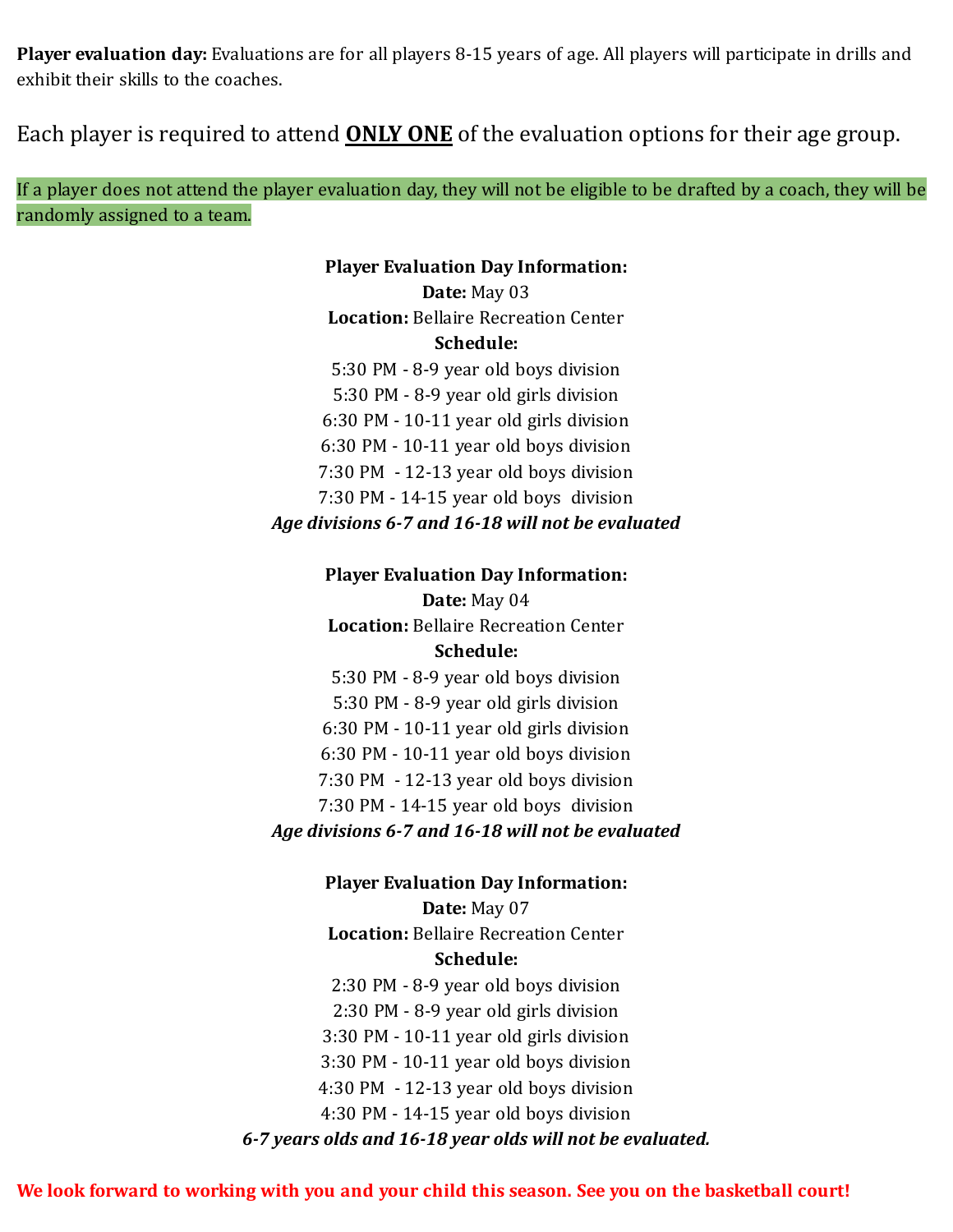**Player evaluation day:** Evaluations are for all players 8-15 years of age. All players will participate in drills and exhibit their skills to the coaches.

Each player is required to attend **ONLY ONE** of the evaluation options for their age group.

If a player does not attend the player evaluation day, they will not be eligible to be drafted by a coach, they will be randomly assigned to a team.

**Player Evaluation Day Information:**
**Date:** May 03
**Location:** Bellaire Recreation Center
**Schedule:**
5:30 PM - 8-9 year old boys division
5:30 PM - 8-9 year old girls division
6:30 PM - 10-11 year old girls division
6:30 PM - 10-11 year old boys division
7:30 PM - 12-13 year old boys division
7:30 PM - 14-15 year old boys division
***Age divisions 6-7 and 16-18 will not be evaluated***

**Player Evaluation Day Information:**
**Date:** May 04
**Location:** Bellaire Recreation Center
**Schedule:**
5:30 PM - 8-9 year old boys division
5:30 PM - 8-9 year old girls division
6:30 PM - 10-11 year old girls division
6:30 PM - 10-11 year old boys division
7:30 PM - 12-13 year old boys division
7:30 PM - 14-15 year old boys division
***Age divisions 6-7 and 16-18 will not be evaluated***

**Player Evaluation Day Information:**
**Date:** May 07
**Location:** Bellaire Recreation Center
**Schedule:**
2:30 PM - 8-9 year old boys division
2:30 PM - 8-9 year old girls division
3:30 PM - 10-11 year old girls division
3:30 PM - 10-11 year old boys division
4:30 PM - 12-13 year old boys division
4:30 PM - 14-15 year old boys division
***6-7 years olds and 16-18 year olds will not be evaluated.***

**We look forward to working with you and your child this season. See you on the basketball court!**